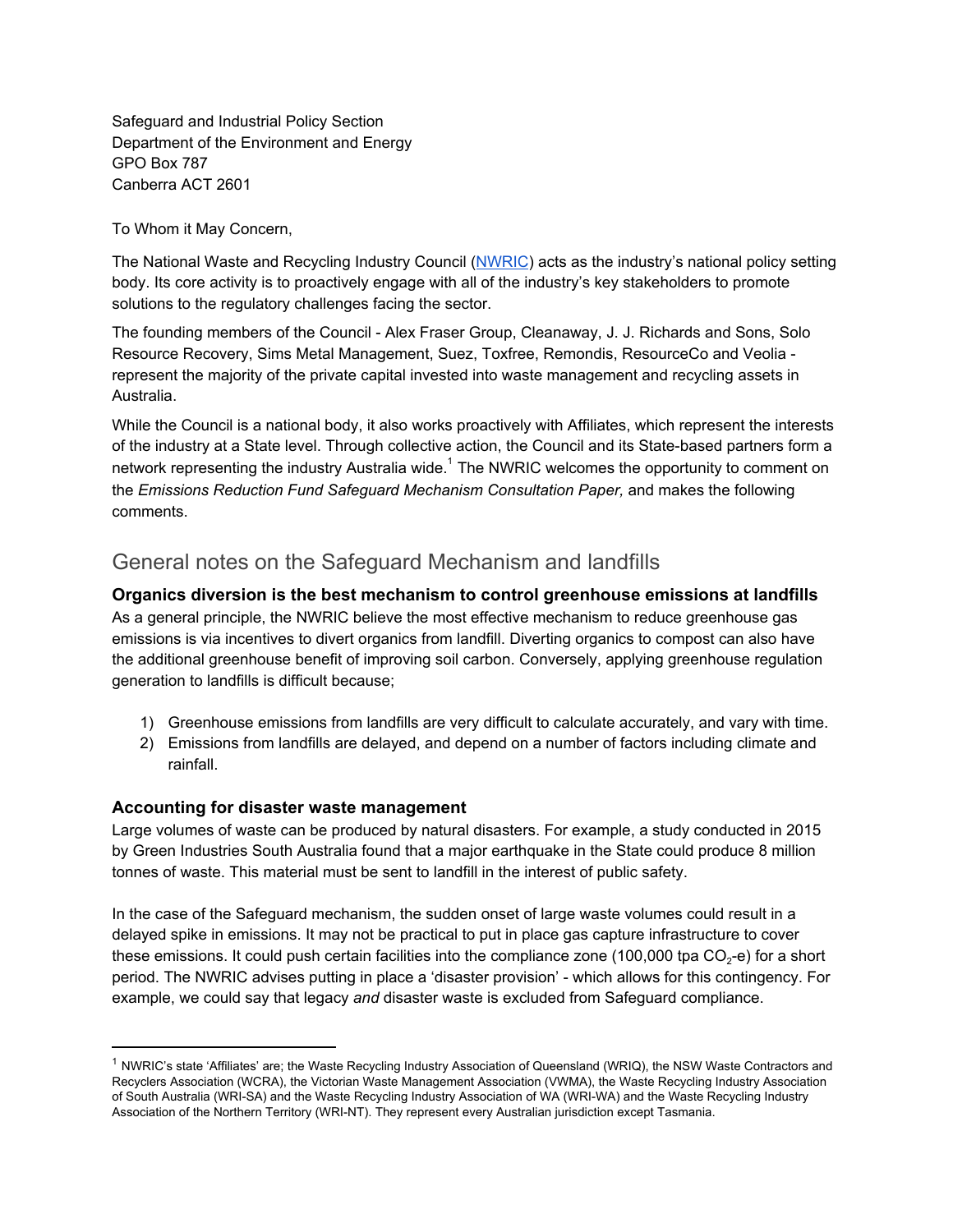Safeguard and Industrial Policy Section
Department of the Environment and Energy
GPO Box 787
Canberra ACT 2601

To Whom it May Concern,

The National Waste and Recycling Industry Council (NWRIC) acts as the industry's national policy setting body. Its core activity is to proactively engage with all of the industry's key stakeholders to promote solutions to the regulatory challenges facing the sector.

The founding members of the Council - Alex Fraser Group, Cleanaway, J. J. Richards and Sons, Solo Resource Recovery, Sims Metal Management, Suez, Toxfree, Remondis, ResourceCo and Veolia - represent the majority of the private capital invested into waste management and recycling assets in Australia.

While the Council is a national body, it also works proactively with Affiliates, which represent the interests of the industry at a State level. Through collective action, the Council and its State-based partners form a network representing the industry Australia wide.[1] The NWRIC welcomes the opportunity to comment on the *Emissions Reduction Fund Safeguard Mechanism Consultation Paper,* and makes the following comments.

## General notes on the Safeguard Mechanism and landfills

### Organics diversion is the best mechanism to control greenhouse emissions at landfills

As a general principle, the NWRIC believe the most effective mechanism to reduce greenhouse gas emissions is via incentives to divert organics from landfill. Diverting organics to compost can also have the additional greenhouse benefit of improving soil carbon. Conversely, applying greenhouse regulation generation to landfills is difficult because;

1) Greenhouse emissions from landfills are very difficult to calculate accurately, and vary with time.
2) Emissions from landfills are delayed, and depend on a number of factors including climate and rainfall.

### Accounting for disaster waste management

Large volumes of waste can be produced by natural disasters. For example, a study conducted in 2015 by Green Industries South Australia found that a major earthquake in the State could produce 8 million tonnes of waste. This material must be sent to landfill in the interest of public safety.

In the case of the Safeguard mechanism, the sudden onset of large waste volumes could result in a delayed spike in emissions. It may not be practical to put in place gas capture infrastructure to cover these emissions. It could push certain facilities into the compliance zone (100,000 tpa $CO_2$-e) for a short period. The NWRIC advises putting in place a 'disaster provision' - which allows for this contingency. For example, we could say that legacy *and* disaster waste is excluded from Safeguard compliance.

[1] NWRIC's state 'Affiliates' are; the Waste Recycling Industry Association of Queensland (WRIQ), the NSW Waste Contractors and Recyclers Association (WCRA), the Victorian Waste Management Association (VWMA), the Waste Recycling Industry Association of South Australia (WRI-SA) and the Waste Recycling Industry Association of WA (WRI-WA) and the Waste Recycling Industry Association of the Northern Territory (WRI-NT). They represent every Australian jurisdiction except Tasmania.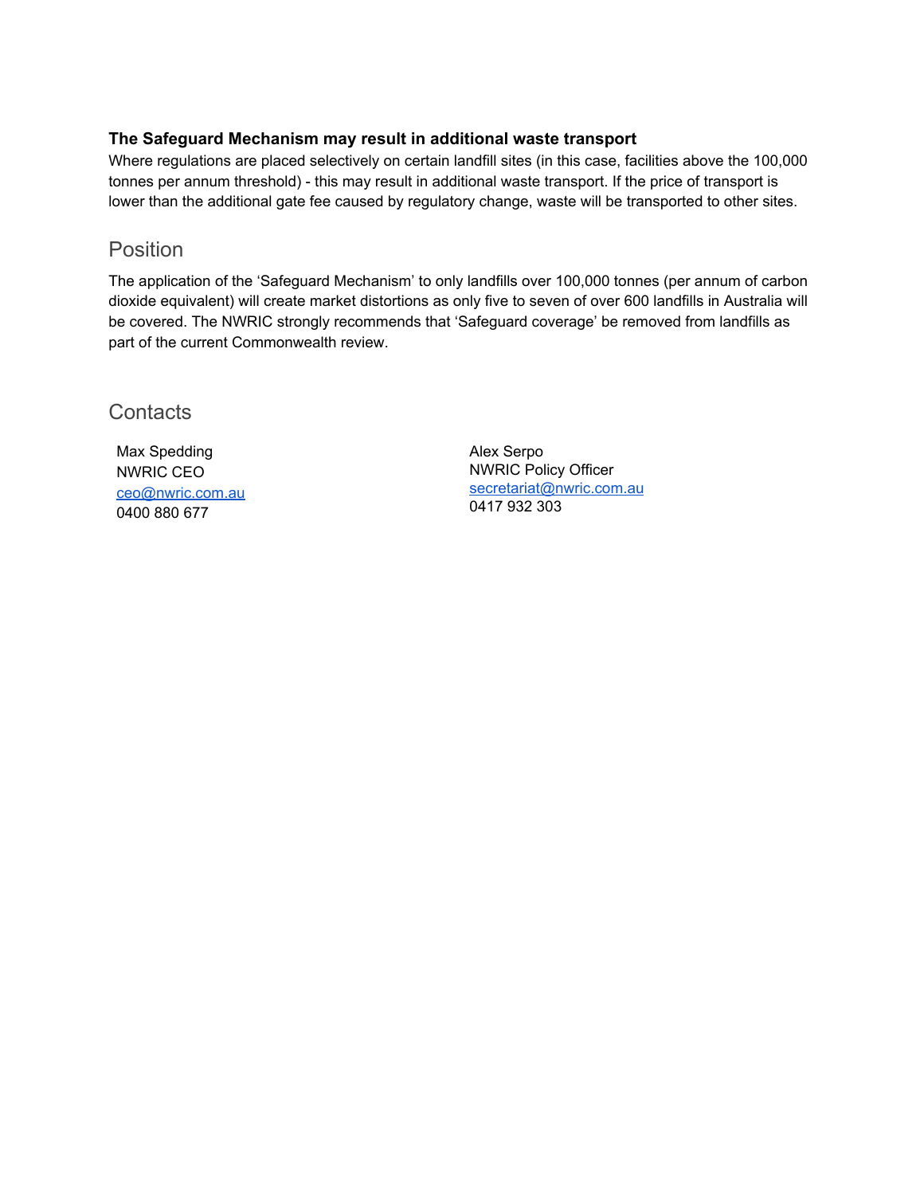### The Safeguard Mechanism may result in additional waste transport

Where regulations are placed selectively on certain landfill sites (in this case, facilities above the 100,000 tonnes per annum threshold) - this may result in additional waste transport. If the price of transport is lower than the additional gate fee caused by regulatory change, waste will be transported to other sites.

## Position

The application of the 'Safeguard Mechanism' to only landfills over 100,000 tonnes (per annum of carbon dioxide equivalent) will create market distortions as only five to seven of over 600 landfills in Australia will be covered. The NWRIC strongly recommends that 'Safeguard coverage' be removed from landfills as part of the current Commonwealth review.

## Contacts

Max Spedding
NWRIC CEO
ceo@nwric.com.au
0400 880 677

Alex Serpo
NWRIC Policy Officer
secretariat@nwric.com.au
0417 932 303